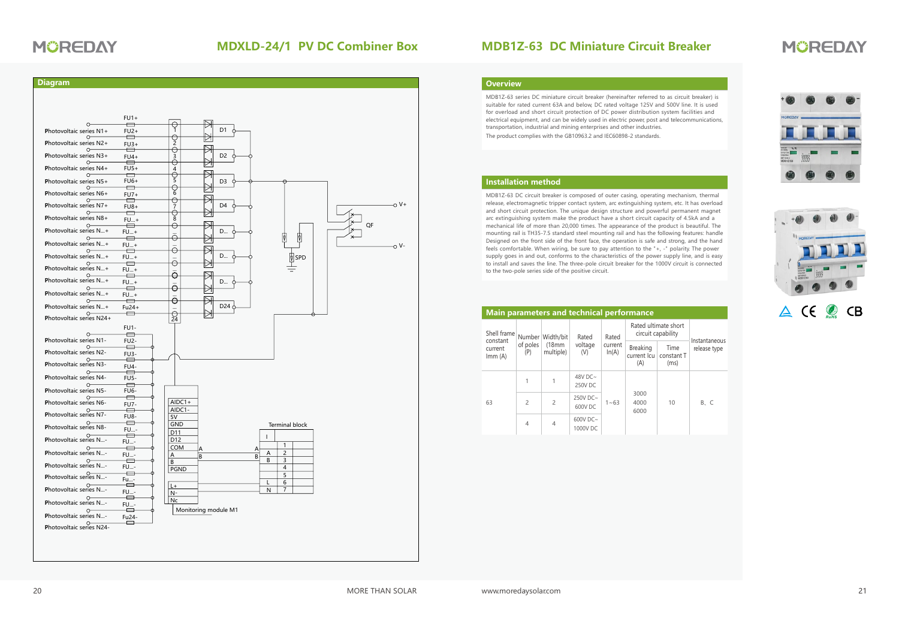# MDXLD-24/1 PV DC Combiner Box

## Diagram

# MDB1Z-63 DC Miniature Circuit Breaker

## Overview

MDB1Z-63 series DC miniature circuit breaker (hereinafter referred to as circuit breaker) is suitable for rated current 63A and below, DC rated voltage 125V and 500V line. It is used for overload and short circuit protection of DC power distribution system facilities and electrical equipment, and can be widely used in electric power, post and telecommunications, transportation, industrial and mining enterprises and other industries.

The product complies with the GB10963.2 and IEC60898-2 standards.

## Installation method

MDB1Z-63 DC circuit breaker is composed of outer casing, operating mechanism, thermal release, electromagnetic tripper contact system, arc extinguishing system, etc. It has overload and short circuit protection. The unique design structure and powerful permanent magnet arc extinguishing system make the product have a short circuit capacity of 4.5kA and a mechanical life of more than 20,000 times. The appearance of the product is beautiful. The mounting rail is TH35-7.5 standard steel mounting rail and has the following features: handle Designed on the front side of the front face, the operation is safe and strong, and the hand feels comfortable. When wiring, be sure to pay attention to the "+, -" polarity. The power supply goes in and out, conforms to the characteristics of the power supply line, and is easy to install and saves the line. The three-pole circuit breaker for the 1000V circuit is connected to the two-pole series side of the positive circuit.

## Main parameters and technical performance

| Shell frame constant current Imm (A) | Number of poles (P) | Width/bit (18mm multiple) | Rated voltage (V) | Rated current In(A) | Rated ultimate short circuit capability | | Instantaneous release type |
|---|---|---|---|---|---|---|---|
| | | | | | Breaking current Icu (A) | Time constant T (ms) | |
| 63 | 1 | 1 | 48V DC~250V DC | 1~63 | 3000 4000 6000 | 10 | B、C |
| | 2 | 2 | 250V DC~600V DC | | | | |
| | 4 | 4 | 600V DC~1000V DC | | | | |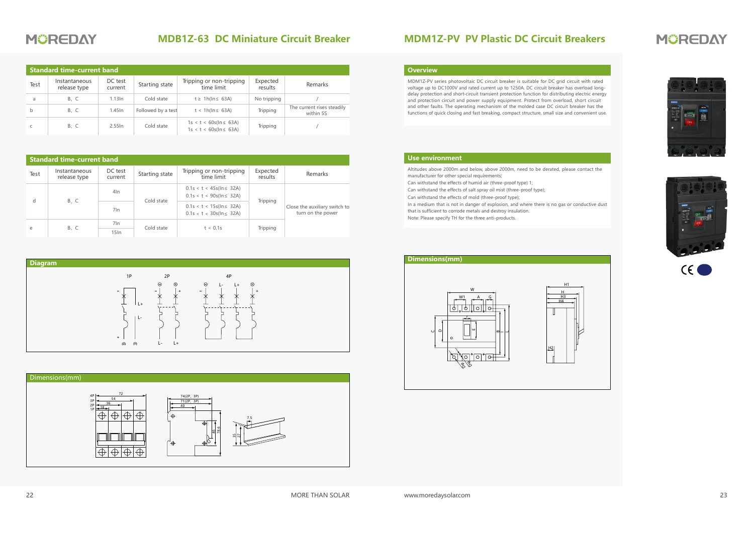# MDB1Z-63 DC Miniature Circuit Breaker

## Standard time-current band

| Test | Instantaneous release type | DC test current | Starting state | Tripping or non-tripping time limit | Expected results | Remarks |
|---|---|---|---|---|---|---|
| a | B、C | 1.13In | Cold state | t≥ 1h(In≤ 63A) | No tripping | / |
| b | B、C | 1.45In | Followed by a test | t < 1h(In≤ 63A) | Tripping | The current rises steadily within 5S |
| c | B、C | 2.55In | Cold state | 1s < t < 60s(In≤ 63A)<br>1s < t < 60s(In≤ 63A) | Tripping | / |

## Standard time-current band

| Test | Instantaneous release type | DC test current | Starting state | Tripping or non-tripping time limit | Expected results | Remarks |
|---|---|---|---|---|---|---|
| d | B、C | 4In | Cold state | 0.1s < t < 45s(In≤ 32A)<br>0.1s < t < 90s(In≤ 32A) | Tripping | Close the auxiliary switch to turn on the power |
| | | 7In | | 0.1s < t < 15s(In≤ 32A)<br>0.1s < t < 30s(In≤ 32A) | | |
| e | B、C | 7In<br>15In | Cold state | t < 0.1s | Tripping | |

## Diagram

1P 2P 4P

L+ L- L- L+

## Dimensions(mm)

4P 3P 2P 1P

72 54 36 18

74(2P、3P) 71(2P、3P) 40

45 78.6

7.5 35 27

# MDM1Z-PV PV Plastic DC Circuit Breakers

## Overview

MDM1Z-PV series photovoltaic DC circuit breaker is suitable for DC grid circuit with rated voltage up to DC1000V and rated current up to 1250A. DC circuit breaker has overload long-delay protection and short-circuit transient protection function for distributing electric energy and protection circuit and power supply equipment. Protect from overload, short circuit and other faults. The operating mechanism of the molded case DC circuit breaker has the functions of quick closing and fast breaking, compact structure, small size and convenient use.

## Use environment

Altitudes above 2000m and below, above 2000m, need to be derated, please contact the manufacturer for other special requirements;

Can withstand the effects of humid air (three-proof type) 1;

Can withstand the effects of salt spray oil mist (three-proof type);

Can withstand the effects of mold (three-proof type);

In a medium that is not in danger of explosion, and where there is no gas or conductive dust that is sufficient to corrode metals and destroy insulation.

Note: Please specify TH for the three anti-products.

## Dimensions(mm)

W W1 A G C D E B

H1 H H3 H4 H2